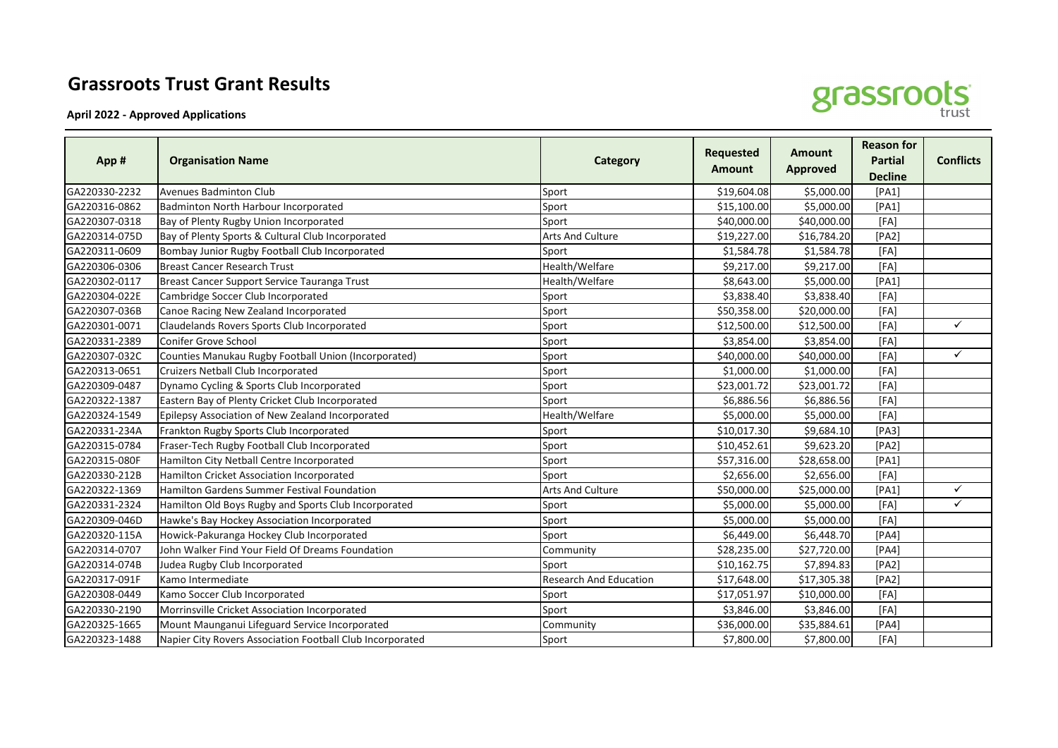# Grassroots Trust Grant Results

**April 2022 - Approved Applications**

| App # | Organisation Name | Category | Requested Amount | Amount Approved | Reason for Partial Decline | Conflicts |
|---|---|---|---|---|---|---|
| GA220330-2232 | Avenues Badminton Club | Sport | $19,604.08 | $5,000.00 | [PA1] | |
| GA220316-0862 | Badminton North Harbour Incorporated | Sport | $15,100.00 | $5,000.00 | [PA1] | |
| GA220307-0318 | Bay of Plenty Rugby Union Incorporated | Sport | $40,000.00 | $40,000.00 | [FA] | |
| GA220314-075D | Bay of Plenty Sports & Cultural Club Incorporated | Arts And Culture | $19,227.00 | $16,784.20 | [PA2] | |
| GA220311-0609 | Bombay Junior Rugby Football Club Incorporated | Sport | $1,584.78 | $1,584.78 | [FA] | |
| GA220306-0306 | Breast Cancer Research Trust | Health/Welfare | $9,217.00 | $9,217.00 | [FA] | |
| GA220302-0117 | Breast Cancer Support Service Tauranga Trust | Health/Welfare | $8,643.00 | $5,000.00 | [PA1] | |
| GA220304-022E | Cambridge Soccer Club Incorporated | Sport | $3,838.40 | $3,838.40 | [FA] | |
| GA220307-036B | Canoe Racing New Zealand Incorporated | Sport | $50,358.00 | $20,000.00 | [FA] | |
| GA220301-0071 | Claudelands Rovers Sports Club Incorporated | Sport | $12,500.00 | $12,500.00 | [FA] | ✓ |
| GA220331-2389 | Conifer Grove School | Sport | $3,854.00 | $3,854.00 | [FA] | |
| GA220307-032C | Counties Manukau Rugby Football Union (Incorporated) | Sport | $40,000.00 | $40,000.00 | [FA] | ✓ |
| GA220313-0651 | Cruizers Netball Club Incorporated | Sport | $1,000.00 | $1,000.00 | [FA] | |
| GA220309-0487 | Dynamo Cycling & Sports Club Incorporated | Sport | $23,001.72 | $23,001.72 | [FA] | |
| GA220322-1387 | Eastern Bay of Plenty Cricket Club Incorporated | Sport | $6,886.56 | $6,886.56 | [FA] | |
| GA220324-1549 | Epilepsy Association of New Zealand Incorporated | Health/Welfare | $5,000.00 | $5,000.00 | [FA] | |
| GA220331-234A | Frankton Rugby Sports Club Incorporated | Sport | $10,017.30 | $9,684.10 | [PA3] | |
| GA220315-0784 | Fraser-Tech Rugby Football Club Incorporated | Sport | $10,452.61 | $9,623.20 | [PA2] | |
| GA220315-080F | Hamilton City Netball Centre Incorporated | Sport | $57,316.00 | $28,658.00 | [PA1] | |
| GA220330-212B | Hamilton Cricket Association Incorporated | Sport | $2,656.00 | $2,656.00 | [FA] | |
| GA220322-1369 | Hamilton Gardens Summer Festival Foundation | Arts And Culture | $50,000.00 | $25,000.00 | [PA1] | ✓ |
| GA220331-2324 | Hamilton Old Boys Rugby and Sports Club Incorporated | Sport | $5,000.00 | $5,000.00 | [FA] | ✓ |
| GA220309-046D | Hawke's Bay Hockey Association Incorporated | Sport | $5,000.00 | $5,000.00 | [FA] | |
| GA220320-115A | Howick-Pakuranga Hockey Club Incorporated | Sport | $6,449.00 | $6,448.70 | [PA4] | |
| GA220314-0707 | John Walker Find Your Field Of Dreams Foundation | Community | $28,235.00 | $27,720.00 | [PA4] | |
| GA220314-074B | Judea Rugby Club Incorporated | Sport | $10,162.75 | $7,894.83 | [PA2] | |
| GA220317-091F | Kamo Intermediate | Research And Education | $17,648.00 | $17,305.38 | [PA2] | |
| GA220308-0449 | Kamo Soccer Club Incorporated | Sport | $17,051.97 | $10,000.00 | [FA] | |
| GA220330-2190 | Morrinsville Cricket Association Incorporated | Sport | $3,846.00 | $3,846.00 | [FA] | |
| GA220325-1665 | Mount Maunganui Lifeguard Service Incorporated | Community | $36,000.00 | $35,884.61 | [PA4] | |
| GA220323-1488 | Napier City Rovers Association Football Club Incorporated | Sport | $7,800.00 | $7,800.00 | [FA] | |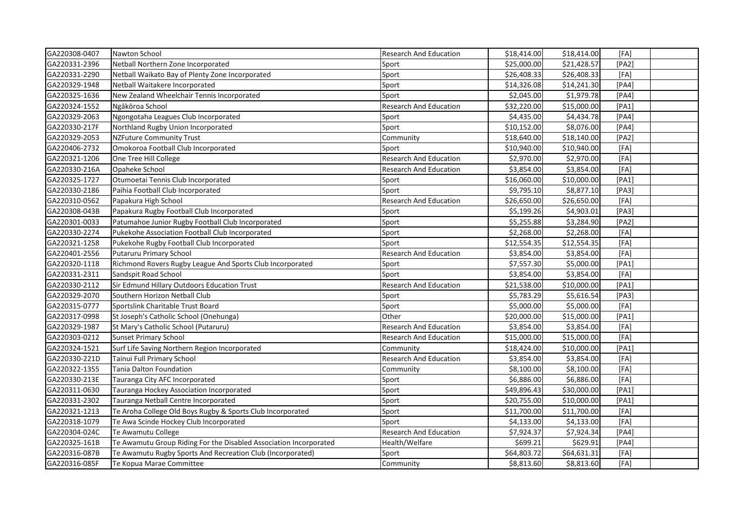| | | | | | | |
|---|---|---|---|---|---|---|
| GA220308-0407 | Nawton School | Research And Education | $18,414.00 | $18,414.00 | [FA] | |
| GA220331-2396 | Netball Northern Zone Incorporated | Sport | $25,000.00 | $21,428.57 | [PA2] | |
| GA220331-2290 | Netball Waikato Bay of Plenty Zone Incorporated | Sport | $26,408.33 | $26,408.33 | [FA] | |
| GA220329-1948 | Netball Waitakere Incorporated | Sport | $14,326.08 | $14,241.30 | [PA4] | |
| GA220325-1636 | New Zealand Wheelchair Tennis Incorporated | Sport | $2,045.00 | $1,979.78 | [PA4] | |
| GA220324-1552 | Ngākōroa School | Research And Education | $32,220.00 | $15,000.00 | [PA1] | |
| GA220329-2063 | Ngongotaha Leagues Club Incorporated | Sport | $4,435.00 | $4,434.78 | [PA4] | |
| GA220330-217F | Northland Rugby Union Incorporated | Sport | $10,152.00 | $8,076.00 | [PA4] | |
| GA220329-2053 | NZFuture Community Trust | Community | $18,640.00 | $18,140.00 | [PA2] | |
| GA220406-2732 | Omokoroa Football Club Incorporated | Sport | $10,940.00 | $10,940.00 | [FA] | |
| GA220321-1206 | One Tree Hill College | Research And Education | $2,970.00 | $2,970.00 | [FA] | |
| GA220330-216A | Opaheke School | Research And Education | $3,854.00 | $3,854.00 | [FA] | |
| GA220325-1727 | Otumoetai Tennis Club Incorporated | Sport | $16,060.00 | $10,000.00 | [PA1] | |
| GA220330-2186 | Paihia Football Club Incorporated | Sport | $9,795.10 | $8,877.10 | [PA3] | |
| GA220310-0562 | Papakura High School | Research And Education | $26,650.00 | $26,650.00 | [FA] | |
| GA220308-043B | Papakura Rugby Football Club Incorporated | Sport | $5,199.26 | $4,903.01 | [PA3] | |
| GA220301-0033 | Patumahoe Junior Rugby Football Club Incorporated | Sport | $5,255.88 | $3,284.90 | [PA2] | |
| GA220330-2274 | Pukekohe Association Football Club Incorporated | Sport | $2,268.00 | $2,268.00 | [FA] | |
| GA220321-1258 | Pukekohe Rugby Football Club Incorporated | Sport | $12,554.35 | $12,554.35 | [FA] | |
| GA220401-2556 | Putaruru Primary School | Research And Education | $3,854.00 | $3,854.00 | [FA] | |
| GA220320-1118 | Richmond Rovers Rugby League And Sports Club Incorporated | Sport | $7,557.30 | $5,000.00 | [PA1] | |
| GA220331-2311 | Sandspit Road School | Sport | $3,854.00 | $3,854.00 | [FA] | |
| GA220330-2112 | Sir Edmund Hillary Outdoors Education Trust | Research And Education | $21,538.00 | $10,000.00 | [PA1] | |
| GA220329-2070 | Southern Horizon Netball Club | Sport | $5,783.29 | $5,616.54 | [PA3] | |
| GA220315-0777 | Sportslink Charitable Trust Board | Sport | $5,000.00 | $5,000.00 | [FA] | |
| GA220317-0998 | St Joseph's Catholic School (Onehunga) | Other | $20,000.00 | $15,000.00 | [PA1] | |
| GA220329-1987 | St Mary's Catholic School (Putaruru) | Research And Education | $3,854.00 | $3,854.00 | [FA] | |
| GA220303-0212 | Sunset Primary School | Research And Education | $15,000.00 | $15,000.00 | [FA] | |
| GA220324-1521 | Surf Life Saving Northern Region Incorporated | Community | $18,424.00 | $10,000.00 | [PA1] | |
| GA220330-221D | Tainui Full Primary School | Research And Education | $3,854.00 | $3,854.00 | [FA] | |
| GA220322-1355 | Tania Dalton Foundation | Community | $8,100.00 | $8,100.00 | [FA] | |
| GA220330-213E | Tauranga City AFC Incorporated | Sport | $6,886.00 | $6,886.00 | [FA] | |
| GA220311-0630 | Tauranga Hockey Association Incorporated | Sport | $49,896.43 | $30,000.00 | [PA1] | |
| GA220331-2302 | Tauranga Netball Centre Incorporated | Sport | $20,755.00 | $10,000.00 | [PA1] | |
| GA220321-1213 | Te Aroha College Old Boys Rugby & Sports Club Incorporated | Sport | $11,700.00 | $11,700.00 | [FA] | |
| GA220318-1079 | Te Awa Scinde Hockey Club Incorporated | Sport | $4,133.00 | $4,133.00 | [FA] | |
| GA220304-024C | Te Awamutu College | Research And Education | $7,924.37 | $7,924.34 | [PA4] | |
| GA220325-161B | Te Awamutu Group Riding For the Disabled Association Incorporated | Health/Welfare | $699.21 | $629.91 | [PA4] | |
| GA220316-087B | Te Awamutu Rugby Sports And Recreation Club (Incorporated) | Sport | $64,803.72 | $64,631.31 | [FA] | |
| GA220316-085F | Te Kopua Marae Committee | Community | $8,813.60 | $8,813.60 | [FA] | |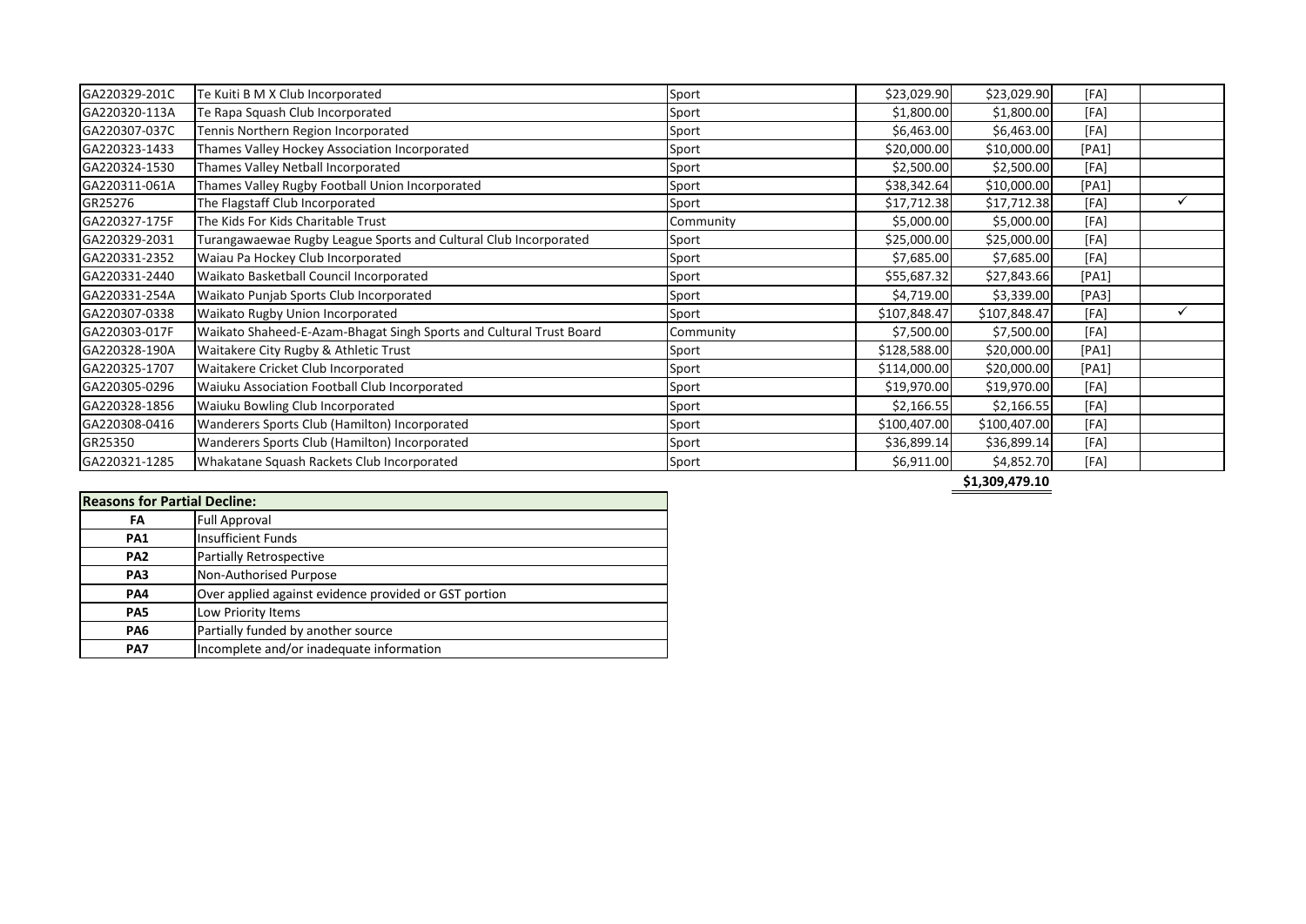| | | | | | | |
|---|---|---|---|---|---|---|
| GA220329-201C | Te Kuiti B M X Club Incorporated | Sport | $23,029.90 | $23,029.90 | [FA] | |
| GA220320-113A | Te Rapa Squash Club Incorporated | Sport | $1,800.00 | $1,800.00 | [FA] | |
| GA220307-037C | Tennis Northern Region Incorporated | Sport | $6,463.00 | $6,463.00 | [FA] | |
| GA220323-1433 | Thames Valley Hockey Association Incorporated | Sport | $20,000.00 | $10,000.00 | [PA1] | |
| GA220324-1530 | Thames Valley Netball Incorporated | Sport | $2,500.00 | $2,500.00 | [FA] | |
| GA220311-061A | Thames Valley Rugby Football Union Incorporated | Sport | $38,342.64 | $10,000.00 | [PA1] | |
| GR25276 | The Flagstaff Club Incorporated | Sport | $17,712.38 | $17,712.38 | [FA] | ✓ |
| GA220327-175F | The Kids For Kids Charitable Trust | Community | $5,000.00 | $5,000.00 | [FA] | |
| GA220329-2031 | Turangawaewae Rugby League Sports and Cultural Club Incorporated | Sport | $25,000.00 | $25,000.00 | [FA] | |
| GA220331-2352 | Waiau Pa Hockey Club Incorporated | Sport | $7,685.00 | $7,685.00 | [FA] | |
| GA220331-2440 | Waikato Basketball Council Incorporated | Sport | $55,687.32 | $27,843.66 | [PA1] | |
| GA220331-254A | Waikato Punjab Sports Club Incorporated | Sport | $4,719.00 | $3,339.00 | [PA3] | |
| GA220307-0338 | Waikato Rugby Union Incorporated | Sport | $107,848.47 | $107,848.47 | [FA] | ✓ |
| GA220303-017F | Waikato Shaheed-E-Azam-Bhagat Singh Sports and Cultural Trust Board | Community | $7,500.00 | $7,500.00 | [FA] | |
| GA220328-190A | Waitakere City Rugby & Athletic Trust | Sport | $128,588.00 | $20,000.00 | [PA1] | |
| GA220325-1707 | Waitakere Cricket Club Incorporated | Sport | $114,000.00 | $20,000.00 | [PA1] | |
| GA220305-0296 | Waiuku Association Football Club Incorporated | Sport | $19,970.00 | $19,970.00 | [FA] | |
| GA220328-1856 | Waiuku Bowling Club Incorporated | Sport | $2,166.55 | $2,166.55 | [FA] | |
| GA220308-0416 | Wanderers Sports Club (Hamilton) Incorporated | Sport | $100,407.00 | $100,407.00 | [FA] | |
| GR25350 | Wanderers Sports Club (Hamilton) Incorporated | Sport | $36,899.14 | $36,899.14 | [FA] | |
| GA220321-1285 | Whakatane Squash Rackets Club Incorporated | Sport | $6,911.00 | $4,852.70 | [FA] | |
| | | | | **$1,309,479.10** | | |

| **Reasons for Partial Decline:** | |
|---|---|
| **FA** | Full Approval |
| **PA1** | Insufficient Funds |
| **PA2** | Partially Retrospective |
| **PA3** | Non-Authorised Purpose |
| **PA4** | Over applied against evidence provided or GST portion |
| **PA5** | Low Priority Items |
| **PA6** | Partially funded by another source |
| **PA7** | Incomplete and/or inadequate information |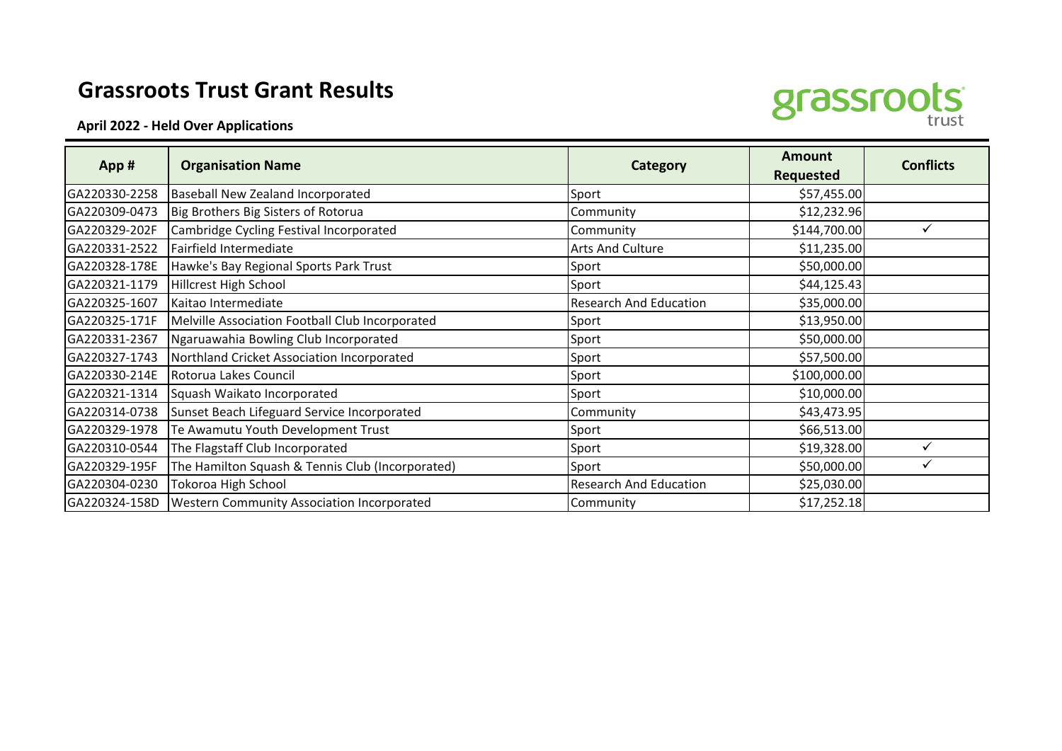# Grassroots Trust Grant Results

**April 2022 - Held Over Applications**

| App # | Organisation Name | Category | Amount Requested | Conflicts |
|---|---|---|---|---|
| GA220330-2258 | Baseball New Zealand Incorporated | Sport | $57,455.00 | |
| GA220309-0473 | Big Brothers Big Sisters of Rotorua | Community | $12,232.96 | |
| GA220329-202F | Cambridge Cycling Festival Incorporated | Community | $144,700.00 | ✓ |
| GA220331-2522 | Fairfield Intermediate | Arts And Culture | $11,235.00 | |
| GA220328-178E | Hawke's Bay Regional Sports Park Trust | Sport | $50,000.00 | |
| GA220321-1179 | Hillcrest High School | Sport | $44,125.43 | |
| GA220325-1607 | Kaitao Intermediate | Research And Education | $35,000.00 | |
| GA220325-171F | Melville Association Football Club Incorporated | Sport | $13,950.00 | |
| GA220331-2367 | Ngaruawahia Bowling Club Incorporated | Sport | $50,000.00 | |
| GA220327-1743 | Northland Cricket Association Incorporated | Sport | $57,500.00 | |
| GA220330-214E | Rotorua Lakes Council | Sport | $100,000.00 | |
| GA220321-1314 | Squash Waikato Incorporated | Sport | $10,000.00 | |
| GA220314-0738 | Sunset Beach Lifeguard Service Incorporated | Community | $43,473.95 | |
| GA220329-1978 | Te Awamutu Youth Development Trust | Sport | $66,513.00 | |
| GA220310-0544 | The Flagstaff Club Incorporated | Sport | $19,328.00 | ✓ |
| GA220329-195F | The Hamilton Squash & Tennis Club (Incorporated) | Sport | $50,000.00 | ✓ |
| GA220304-0230 | Tokoroa High School | Research And Education | $25,030.00 | |
| GA220324-158D | Western Community Association Incorporated | Community | $17,252.18 | |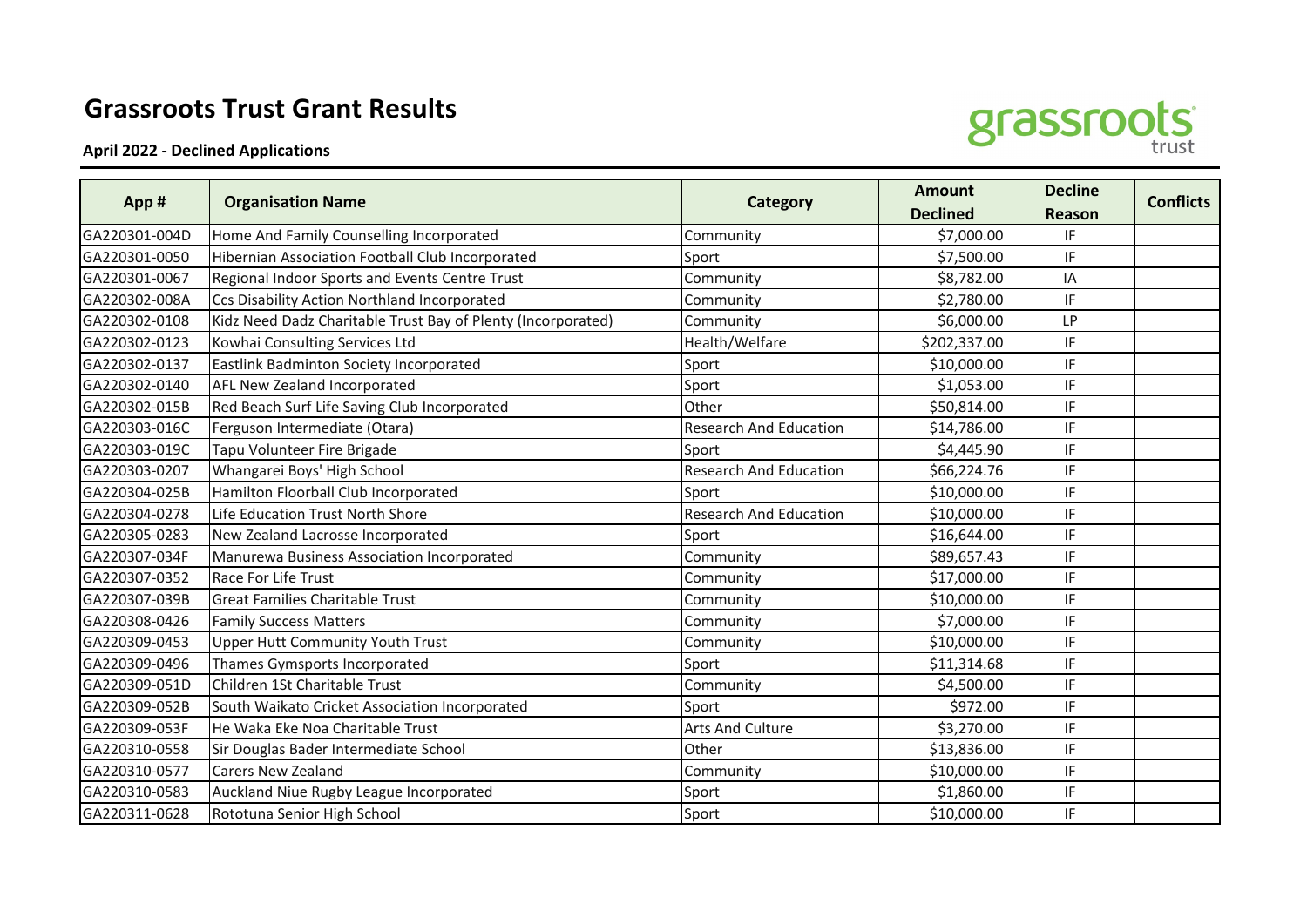# Grassroots Trust Grant Results

**April 2022 - Declined Applications**

| App # | Organisation Name | Category | Amount Declined | Decline Reason | Conflicts |
|---|---|---|---|---|---|
| GA220301-004D | Home And Family Counselling Incorporated | Community | $7,000.00 | IF | |
| GA220301-0050 | Hibernian Association Football Club Incorporated | Sport | $7,500.00 | IF | |
| GA220301-0067 | Regional Indoor Sports and Events Centre Trust | Community | $8,782.00 | IA | |
| GA220302-008A | Ccs Disability Action Northland Incorporated | Community | $2,780.00 | IF | |
| GA220302-0108 | Kidz Need Dadz Charitable Trust Bay of Plenty (Incorporated) | Community | $6,000.00 | LP | |
| GA220302-0123 | Kowhai Consulting Services Ltd | Health/Welfare | $202,337.00 | IF | |
| GA220302-0137 | Eastlink Badminton Society Incorporated | Sport | $10,000.00 | IF | |
| GA220302-0140 | AFL New Zealand Incorporated | Sport | $1,053.00 | IF | |
| GA220302-015B | Red Beach Surf Life Saving Club Incorporated | Other | $50,814.00 | IF | |
| GA220303-016C | Ferguson Intermediate (Otara) | Research And Education | $14,786.00 | IF | |
| GA220303-019C | Tapu Volunteer Fire Brigade | Sport | $4,445.90 | IF | |
| GA220303-0207 | Whangarei Boys' High School | Research And Education | $66,224.76 | IF | |
| GA220304-025B | Hamilton Floorball Club Incorporated | Sport | $10,000.00 | IF | |
| GA220304-0278 | Life Education Trust North Shore | Research And Education | $10,000.00 | IF | |
| GA220305-0283 | New Zealand Lacrosse Incorporated | Sport | $16,644.00 | IF | |
| GA220307-034F | Manurewa Business Association Incorporated | Community | $89,657.43 | IF | |
| GA220307-0352 | Race For Life Trust | Community | $17,000.00 | IF | |
| GA220307-039B | Great Families Charitable Trust | Community | $10,000.00 | IF | |
| GA220308-0426 | Family Success Matters | Community | $7,000.00 | IF | |
| GA220309-0453 | Upper Hutt Community Youth Trust | Community | $10,000.00 | IF | |
| GA220309-0496 | Thames Gymsports Incorporated | Sport | $11,314.68 | IF | |
| GA220309-051D | Children 1St Charitable Trust | Community | $4,500.00 | IF | |
| GA220309-052B | South Waikato Cricket Association Incorporated | Sport | $972.00 | IF | |
| GA220309-053F | He Waka Eke Noa Charitable Trust | Arts And Culture | $3,270.00 | IF | |
| GA220310-0558 | Sir Douglas Bader Intermediate School | Other | $13,836.00 | IF | |
| GA220310-0577 | Carers New Zealand | Community | $10,000.00 | IF | |
| GA220310-0583 | Auckland Niue Rugby League Incorporated | Sport | $1,860.00 | IF | |
| GA220311-0628 | Rototuna Senior High School | Sport | $10,000.00 | IF | |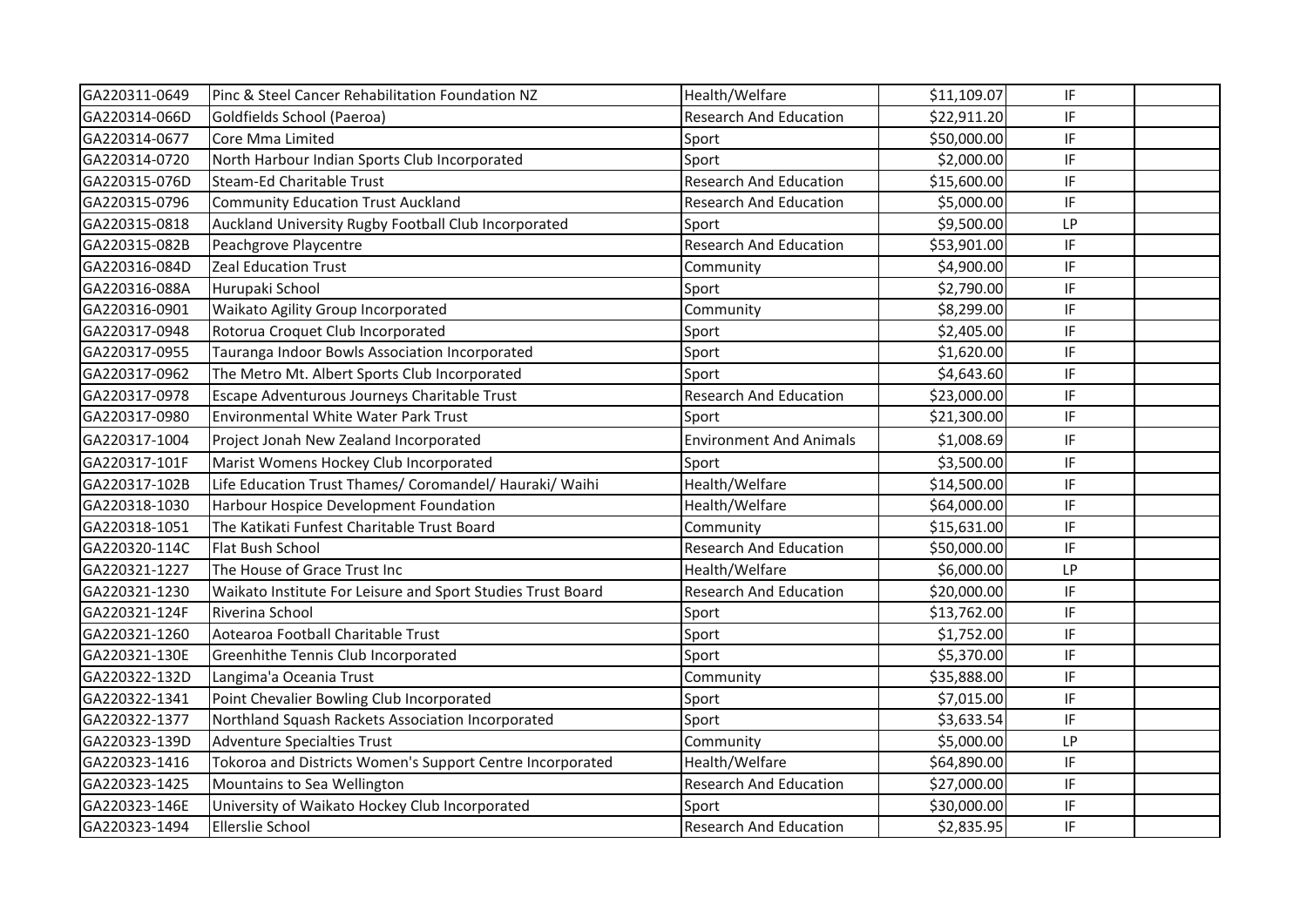| | | | | | |
|---|---|---|---|---|---|
| GA220311-0649 | Pinc & Steel Cancer Rehabilitation Foundation NZ | Health/Welfare | $11,109.07 | IF | |
| GA220314-066D | Goldfields School (Paeroa) | Research And Education | $22,911.20 | IF | |
| GA220314-0677 | Core Mma Limited | Sport | $50,000.00 | IF | |
| GA220314-0720 | North Harbour Indian Sports Club Incorporated | Sport | $2,000.00 | IF | |
| GA220315-076D | Steam-Ed Charitable Trust | Research And Education | $15,600.00 | IF | |
| GA220315-0796 | Community Education Trust Auckland | Research And Education | $5,000.00 | IF | |
| GA220315-0818 | Auckland University Rugby Football Club Incorporated | Sport | $9,500.00 | LP | |
| GA220315-082B | Peachgrove Playcentre | Research And Education | $53,901.00 | IF | |
| GA220316-084D | Zeal Education Trust | Community | $4,900.00 | IF | |
| GA220316-088A | Hurupaki School | Sport | $2,790.00 | IF | |
| GA220316-0901 | Waikato Agility Group Incorporated | Community | $8,299.00 | IF | |
| GA220317-0948 | Rotorua Croquet Club Incorporated | Sport | $2,405.00 | IF | |
| GA220317-0955 | Tauranga Indoor Bowls Association Incorporated | Sport | $1,620.00 | IF | |
| GA220317-0962 | The Metro Mt. Albert Sports Club Incorporated | Sport | $4,643.60 | IF | |
| GA220317-0978 | Escape Adventurous Journeys Charitable Trust | Research And Education | $23,000.00 | IF | |
| GA220317-0980 | Environmental White Water Park Trust | Sport | $21,300.00 | IF | |
| GA220317-1004 | Project Jonah New Zealand Incorporated | Environment And Animals | $1,008.69 | IF | |
| GA220317-101F | Marist Womens Hockey Club Incorporated | Sport | $3,500.00 | IF | |
| GA220317-102B | Life Education Trust Thames/ Coromandel/ Hauraki/ Waihi | Health/Welfare | $14,500.00 | IF | |
| GA220318-1030 | Harbour Hospice Development Foundation | Health/Welfare | $64,000.00 | IF | |
| GA220318-1051 | The Katikati Funfest Charitable Trust Board | Community | $15,631.00 | IF | |
| GA220320-114C | Flat Bush School | Research And Education | $50,000.00 | IF | |
| GA220321-1227 | The House of Grace Trust Inc | Health/Welfare | $6,000.00 | LP | |
| GA220321-1230 | Waikato Institute For Leisure and Sport Studies Trust Board | Research And Education | $20,000.00 | IF | |
| GA220321-124F | Riverina School | Sport | $13,762.00 | IF | |
| GA220321-1260 | Aotearoa Football Charitable Trust | Sport | $1,752.00 | IF | |
| GA220321-130E | Greenhithe Tennis Club Incorporated | Sport | $5,370.00 | IF | |
| GA220322-132D | Langima'a Oceania Trust | Community | $35,888.00 | IF | |
| GA220322-1341 | Point Chevalier Bowling Club Incorporated | Sport | $7,015.00 | IF | |
| GA220322-1377 | Northland Squash Rackets Association Incorporated | Sport | $3,633.54 | IF | |
| GA220323-139D | Adventure Specialties Trust | Community | $5,000.00 | LP | |
| GA220323-1416 | Tokoroa and Districts Women's Support Centre Incorporated | Health/Welfare | $64,890.00 | IF | |
| GA220323-1425 | Mountains to Sea Wellington | Research And Education | $27,000.00 | IF | |
| GA220323-146E | University of Waikato Hockey Club Incorporated | Sport | $30,000.00 | IF | |
| GA220323-1494 | Ellerslie School | Research And Education | $2,835.95 | IF | |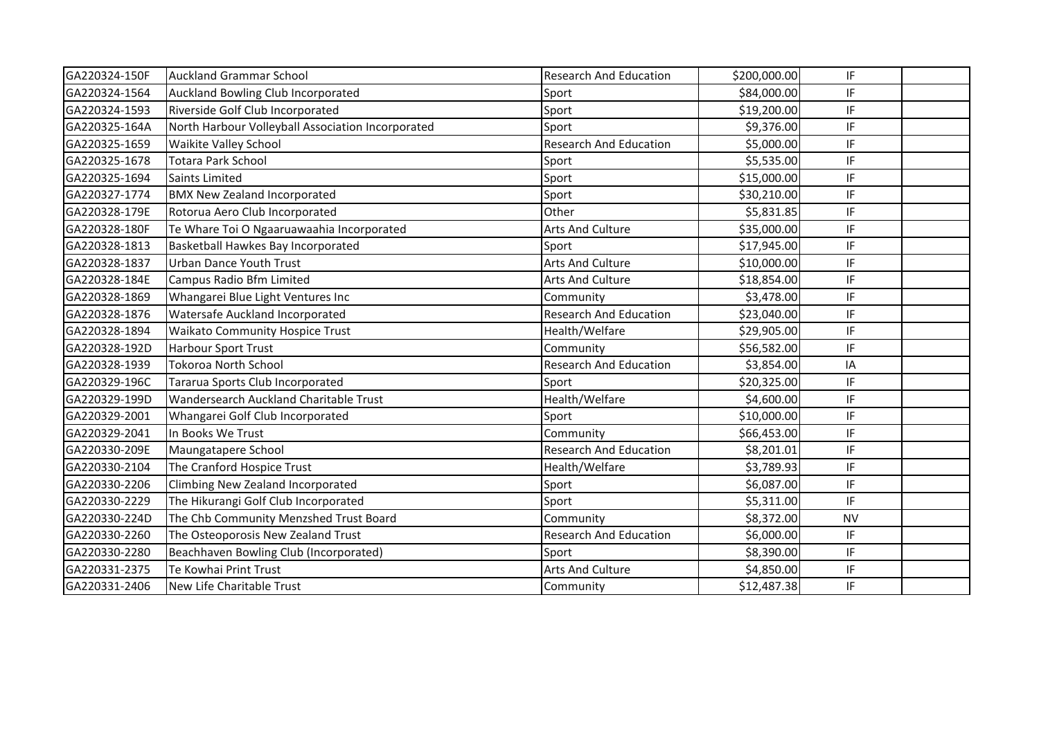| | | | | | |
|---|---|---|---|---|---|
| GA220324-150F | Auckland Grammar School | Research And Education | $200,000.00 | IF | |
| GA220324-1564 | Auckland Bowling Club Incorporated | Sport | $84,000.00 | IF | |
| GA220324-1593 | Riverside Golf Club Incorporated | Sport | $19,200.00 | IF | |
| GA220325-164A | North Harbour Volleyball Association Incorporated | Sport | $9,376.00 | IF | |
| GA220325-1659 | Waikite Valley School | Research And Education | $5,000.00 | IF | |
| GA220325-1678 | Totara Park School | Sport | $5,535.00 | IF | |
| GA220325-1694 | Saints Limited | Sport | $15,000.00 | IF | |
| GA220327-1774 | BMX New Zealand Incorporated | Sport | $30,210.00 | IF | |
| GA220328-179E | Rotorua Aero Club Incorporated | Other | $5,831.85 | IF | |
| GA220328-180F | Te Whare Toi O Ngaaruawaahia Incorporated | Arts And Culture | $35,000.00 | IF | |
| GA220328-1813 | Basketball Hawkes Bay Incorporated | Sport | $17,945.00 | IF | |
| GA220328-1837 | Urban Dance Youth Trust | Arts And Culture | $10,000.00 | IF | |
| GA220328-184E | Campus Radio Bfm Limited | Arts And Culture | $18,854.00 | IF | |
| GA220328-1869 | Whangarei Blue Light Ventures Inc | Community | $3,478.00 | IF | |
| GA220328-1876 | Watersafe Auckland Incorporated | Research And Education | $23,040.00 | IF | |
| GA220328-1894 | Waikato Community Hospice Trust | Health/Welfare | $29,905.00 | IF | |
| GA220328-192D | Harbour Sport Trust | Community | $56,582.00 | IF | |
| GA220328-1939 | Tokoroa North School | Research And Education | $3,854.00 | IA | |
| GA220329-196C | Tararua Sports Club Incorporated | Sport | $20,325.00 | IF | |
| GA220329-199D | Wandersearch Auckland Charitable Trust | Health/Welfare | $4,600.00 | IF | |
| GA220329-2001 | Whangarei Golf Club Incorporated | Sport | $10,000.00 | IF | |
| GA220329-2041 | In Books We Trust | Community | $66,453.00 | IF | |
| GA220330-209E | Maungatapere School | Research And Education | $8,201.01 | IF | |
| GA220330-2104 | The Cranford Hospice Trust | Health/Welfare | $3,789.93 | IF | |
| GA220330-2206 | Climbing New Zealand Incorporated | Sport | $6,087.00 | IF | |
| GA220330-2229 | The Hikurangi Golf Club Incorporated | Sport | $5,311.00 | IF | |
| GA220330-224D | The Chb Community Menzshed Trust Board | Community | $8,372.00 | NV | |
| GA220330-2260 | The Osteoporosis New Zealand Trust | Research And Education | $6,000.00 | IF | |
| GA220330-2280 | Beachhaven Bowling Club (Incorporated) | Sport | $8,390.00 | IF | |
| GA220331-2375 | Te Kowhai Print Trust | Arts And Culture | $4,850.00 | IF | |
| GA220331-2406 | New Life Charitable Trust | Community | $12,487.38 | IF | |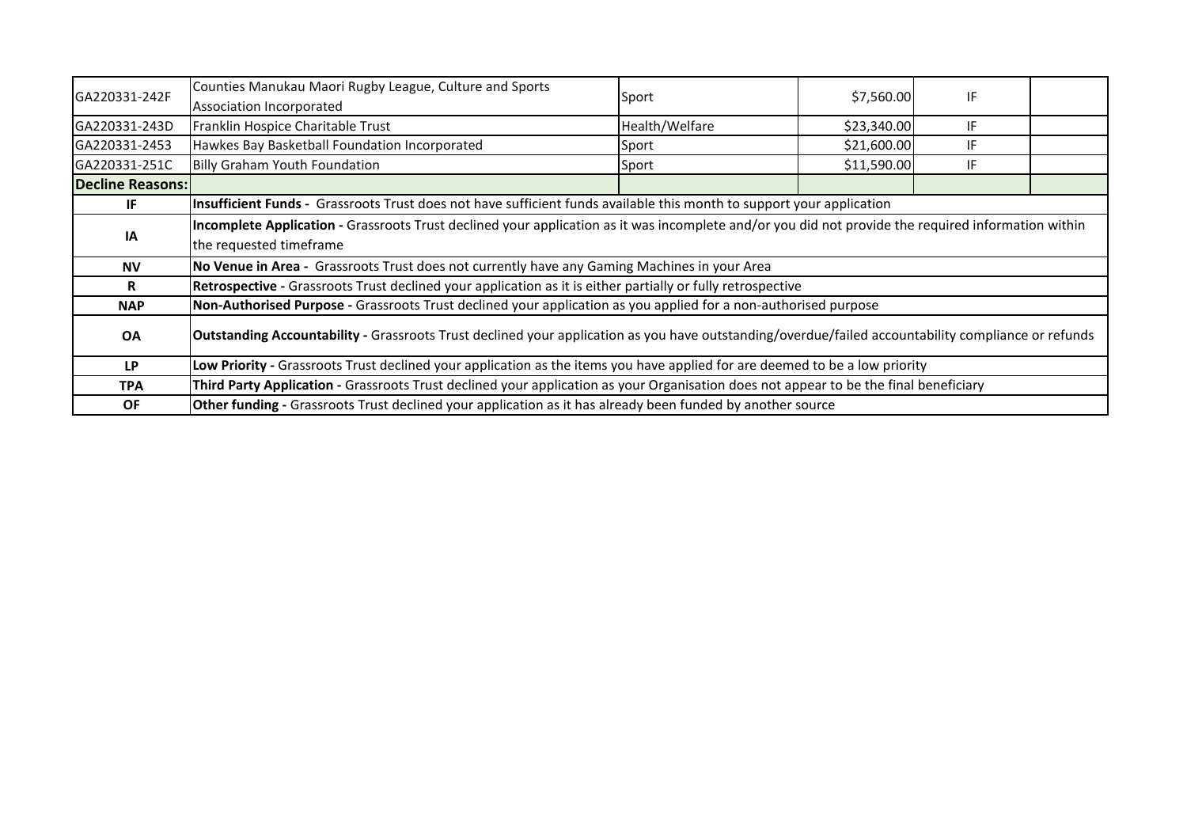| | | | | | |
|---|---|---|---|---|---|
| GA220331-242F | Counties Manukau Maori Rugby League, Culture and Sports Association Incorporated | Sport | $7,560.00 | IF | |
| GA220331-243D | Franklin Hospice Charitable Trust | Health/Welfare | $23,340.00 | IF | |
| GA220331-2453 | Hawkes Bay Basketball Foundation Incorporated | Sport | $21,600.00 | IF | |
| GA220331-251C | Billy Graham Youth Foundation | Sport | $11,590.00 | IF | |

| **Decline Reasons:** | |
|---|---|
| **IF** | **Insufficient Funds -** Grassroots Trust does not have sufficient funds available this month to support your application |
| **IA** | **Incomplete Application -** Grassroots Trust declined your application as it was incomplete and/or you did not provide the required information within the requested timeframe |
| **NV** | **No Venue in Area -** Grassroots Trust does not currently have any Gaming Machines in your Area |
| **R** | **Retrospective -** Grassroots Trust declined your application as it is either partially or fully retrospective |
| **NAP** | **Non-Authorised Purpose -** Grassroots Trust declined your application as you applied for a non-authorised purpose |
| **OA** | **Outstanding Accountability -** Grassroots Trust declined your application as you have outstanding/overdue/failed accountability compliance or refunds |
| **LP** | **Low Priority -** Grassroots Trust declined your application as the items you have applied for are deemed to be a low priority |
| **TPA** | **Third Party Application -** Grassroots Trust declined your application as your Organisation does not appear to be the final beneficiary |
| **OF** | **Other funding -** Grassroots Trust declined your application as it has already been funded by another source |